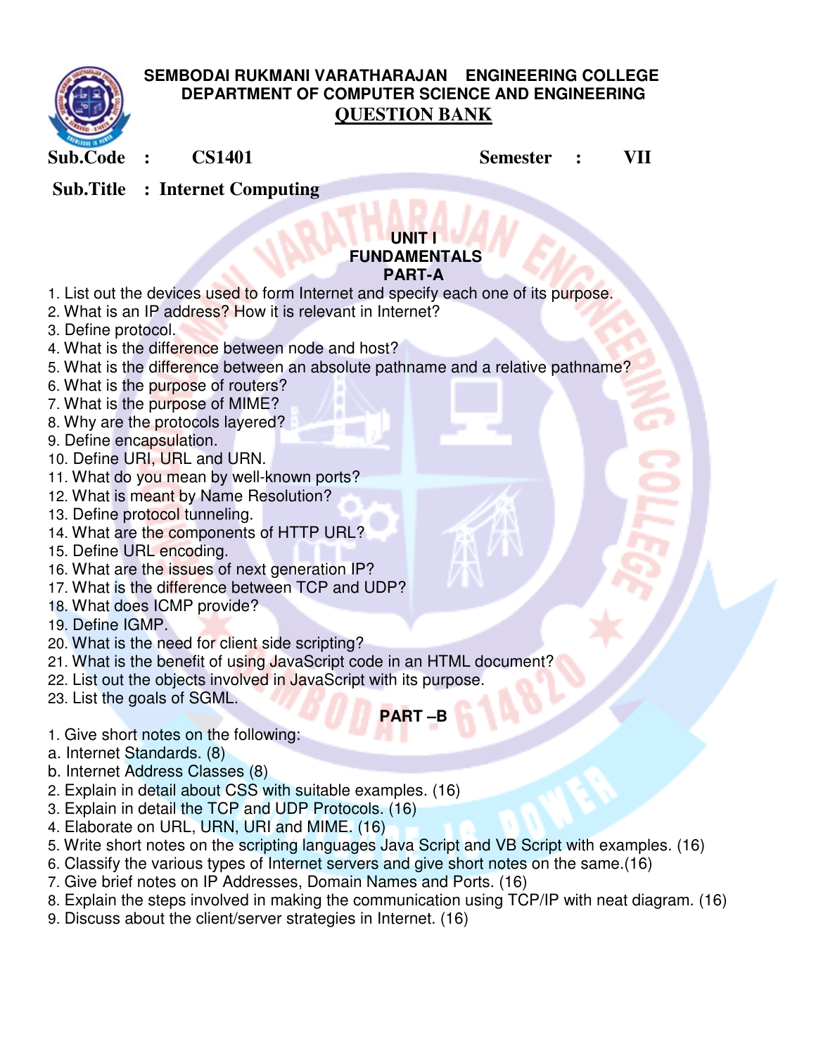**SEMBODAI RUKMANI VARATHARAJAN ENGINEERING COLLEGE**
**DEPARTMENT OF COMPUTER SCIENCE AND ENGINEERING**

# QUESTION BANK

**Sub.Code : CS1401** **Semester : VII**

**Sub.Title : Internet Computing**

## UNIT I
## FUNDAMENTALS
### PART-A

1. List out the devices used to form Internet and specify each one of its purpose.
2. What is an IP address? How it is relevant in Internet?
3. Define protocol.
4. What is the difference between node and host?
5. What is the difference between an absolute pathname and a relative pathname?
6. What is the purpose of routers?
7. What is the purpose of MIME?
8. Why are the protocols layered?
9. Define encapsulation.
10. Define URI, URL and URN.
11. What do you mean by well-known ports?
12. What is meant by Name Resolution?
13. Define protocol tunneling.
14. What are the components of HTTP URL?
15. Define URL encoding.
16. What are the issues of next generation IP?
17. What is the difference between TCP and UDP?
18. What does ICMP provide?
19. Define IGMP.
20. What is the need for client side scripting?
21. What is the benefit of using JavaScript code in an HTML document?
22. List out the objects involved in JavaScript with its purpose.
23. List the goals of SGML.

### PART –B

1. Give short notes on the following:
   a. Internet Standards. (8)
   b. Internet Address Classes (8)
2. Explain in detail about CSS with suitable examples. (16)
3. Explain in detail the TCP and UDP Protocols. (16)
4. Elaborate on URL, URN, URI and MIME. (16)
5. Write short notes on the scripting languages Java Script and VB Script with examples. (16)
6. Classify the various types of Internet servers and give short notes on the same.(16)
7. Give brief notes on IP Addresses, Domain Names and Ports. (16)
8. Explain the steps involved in making the communication using TCP/IP with neat diagram. (16)
9. Discuss about the client/server strategies in Internet. (16)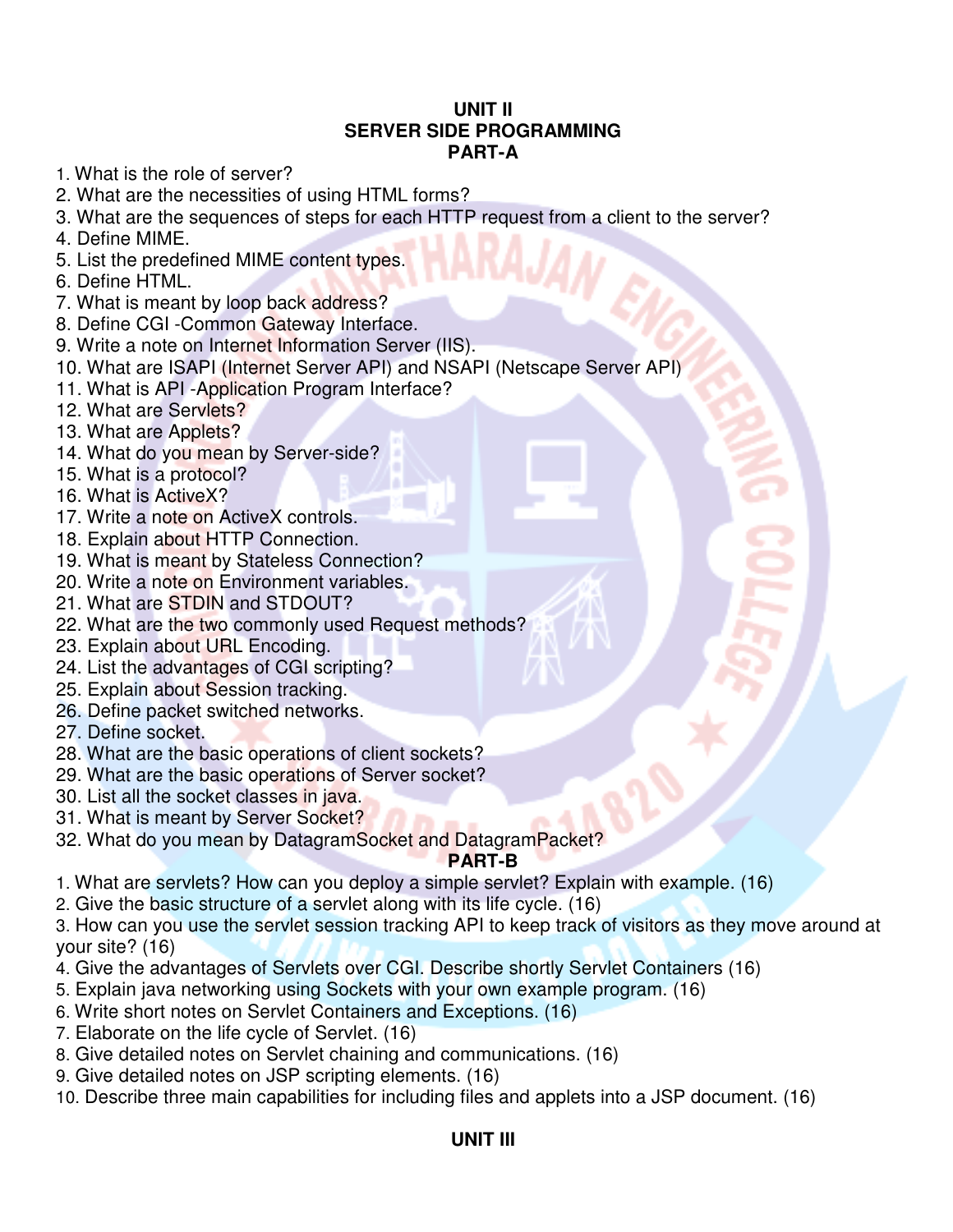# UNIT II
# SERVER SIDE PROGRAMMING
## PART-A

1. What is the role of server?
2. What are the necessities of using HTML forms?
3. What are the sequences of steps for each HTTP request from a client to the server?
4. Define MIME.
5. List the predefined MIME content types.
6. Define HTML.
7. What is meant by loop back address?
8. Define CGI -Common Gateway Interface.
9. Write a note on Internet Information Server (IIS).
10. What are ISAPI (Internet Server API) and NSAPI (Netscape Server API)
11. What is API -Application Program Interface?
12. What are Servlets?
13. What are Applets?
14. What do you mean by Server-side?
15. What is a protocol?
16. What is ActiveX?
17. Write a note on ActiveX controls.
18. Explain about HTTP Connection.
19. What is meant by Stateless Connection?
20. Write a note on Environment variables.
21. What are STDIN and STDOUT?
22. What are the two commonly used Request methods?
23. Explain about URL Encoding.
24. List the advantages of CGI scripting?
25. Explain about Session tracking.
26. Define packet switched networks.
27. Define socket.
28. What are the basic operations of client sockets?
29. What are the basic operations of Server socket?
30. List all the socket classes in java.
31. What is meant by Server Socket?
32. What do you mean by DatagramSocket and DatagramPacket?

## PART-B

1. What are servlets? How can you deploy a simple servlet? Explain with example. (16)
2. Give the basic structure of a servlet along with its life cycle. (16)
3. How can you use the servlet session tracking API to keep track of visitors as they move around at your site? (16)
4. Give the advantages of Servlets over CGI. Describe shortly Servlet Containers (16)
5. Explain java networking using Sockets with your own example program. (16)
6. Write short notes on Servlet Containers and Exceptions. (16)
7. Elaborate on the life cycle of Servlet. (16)
8. Give detailed notes on Servlet chaining and communications. (16)
9. Give detailed notes on JSP scripting elements. (16)
10. Describe three main capabilities for including files and applets into a JSP document. (16)

# UNIT III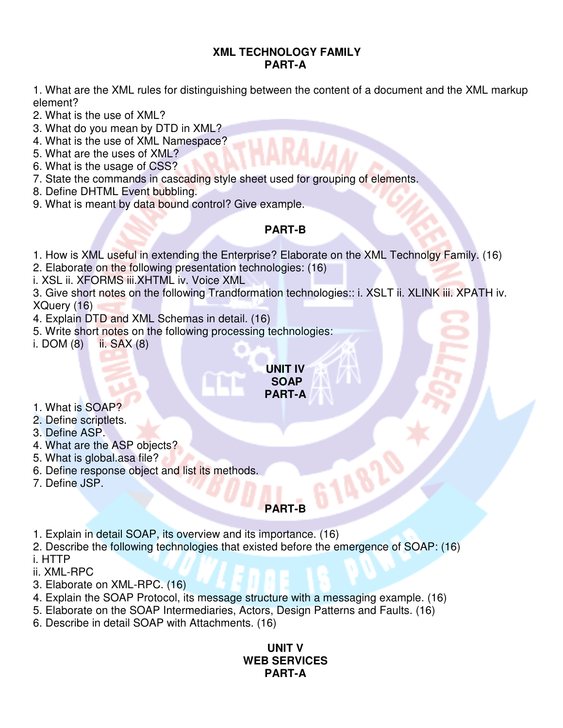## XML TECHNOLOGY FAMILY

### PART-A

1. What are the XML rules for distinguishing between the content of a document and the XML markup element?
2. What is the use of XML?
3. What do you mean by DTD in XML?
4. What is the use of XML Namespace?
5. What are the uses of XML?
6. What is the usage of CSS?
7. State the commands in cascading style sheet used for grouping of elements.
8. Define DHTML Event bubbling.
9. What is meant by data bound control? Give example.

### PART-B

1. How is XML useful in extending the Enterprise? Elaborate on the XML Technolgy Family. (16)
2. Elaborate on the following presentation technologies: (16)
i. XSL ii. XFORMS iii.XHTML iv. Voice XML
3. Give short notes on the following Trandformation technologies:: i. XSLT ii. XLINK iii. XPATH iv. XQuery (16)
4. Explain DTD and XML Schemas in detail. (16)
5. Write short notes on the following processing technologies:
i. DOM (8) ii. SAX (8)

## UNIT IV
## SOAP

### PART-A

1. What is SOAP?
2. Define scriptlets.
3. Define ASP.
4. What are the ASP objects?
5. What is global.asa file?
6. Define response object and list its methods.
7. Define JSP.

### PART-B

1. Explain in detail SOAP, its overview and its importance. (16)
2. Describe the following technologies that existed before the emergence of SOAP: (16)
i. HTTP
ii. XML-RPC
3. Elaborate on XML-RPC. (16)
4. Explain the SOAP Protocol, its message structure with a messaging example. (16)
5. Elaborate on the SOAP Intermediaries, Actors, Design Patterns and Faults. (16)
6. Describe in detail SOAP with Attachments. (16)

## UNIT V
## WEB SERVICES

### PART-A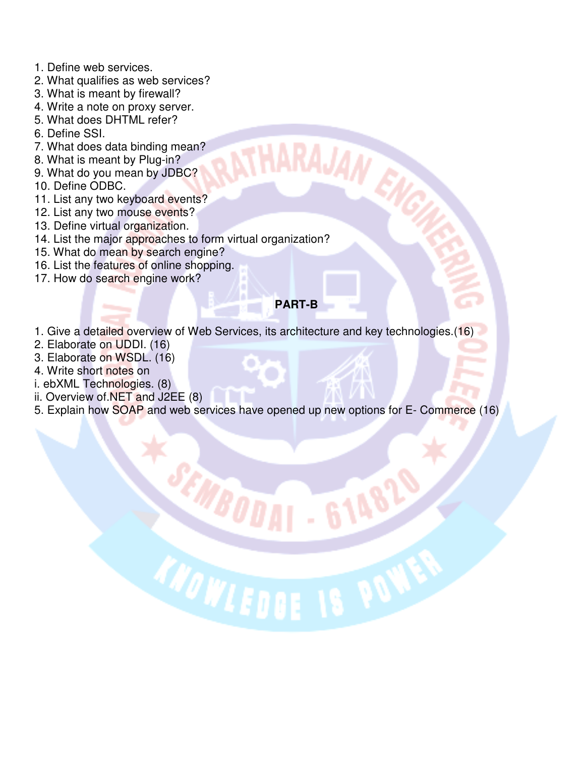1. Define web services.
2. What qualifies as web services?
3. What is meant by firewall?
4. Write a note on proxy server.
5. What does DHTML refer?
6. Define SSI.
7. What does data binding mean?
8. What is meant by Plug-in?
9. What do you mean by JDBC?
10. Define ODBC.
11. List any two keyboard events?
12. List any two mouse events?
13. Define virtual organization.
14. List the major approaches to form virtual organization?
15. What do mean by search engine?
16. List the features of online shopping.
17. How do search engine work?

## PART-B

1. Give a detailed overview of Web Services, its architecture and key technologies.(16)
2. Elaborate on UDDI. (16)
3. Elaborate on WSDL. (16)
4. Write short notes on

i. ebXML Technologies. (8)

ii. Overview of.NET and J2EE (8)

5. Explain how SOAP and web services have opened up new options for E- Commerce (16)